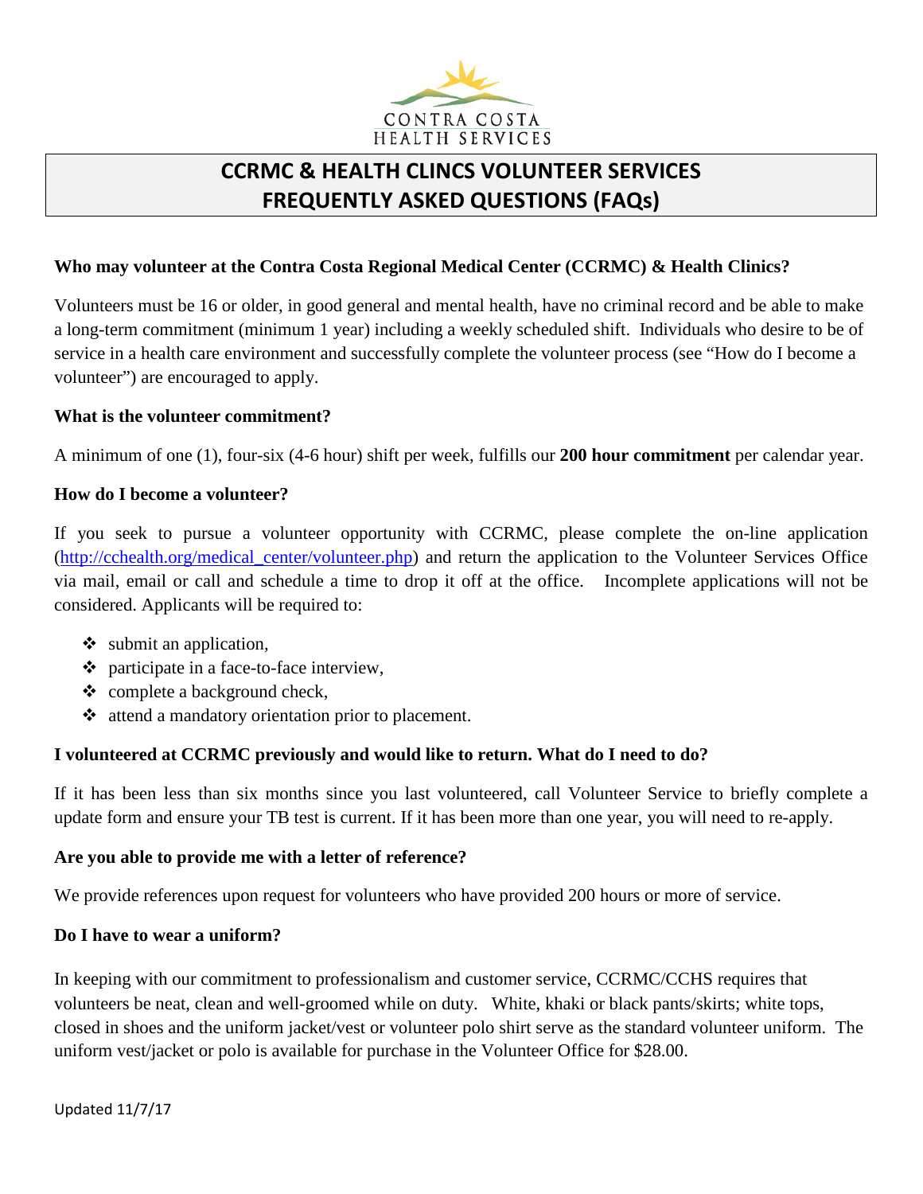CONTRA COSTA
HEALTH SERVICES

# CCRMC & HEALTH CLINCS VOLUNTEER SERVICES FREQUENTLY ASKED QUESTIONS (FAQs)

**Who may volunteer at the Contra Costa Regional Medical Center (CCRMC) & Health Clinics?**

Volunteers must be 16 or older, in good general and mental health, have no criminal record and be able to make a long-term commitment (minimum 1 year) including a weekly scheduled shift. Individuals who desire to be of service in a health care environment and successfully complete the volunteer process (see "How do I become a volunteer") are encouraged to apply.

**What is the volunteer commitment?**

A minimum of one (1), four-six (4-6 hour) shift per week, fulfills our **200 hour commitment** per calendar year.

**How do I become a volunteer?**

If you seek to pursue a volunteer opportunity with CCRMC, please complete the on-line application (http://cchealth.org/medical_center/volunteer.php) and return the application to the Volunteer Services Office via mail, email or call and schedule a time to drop it off at the office. Incomplete applications will not be considered. Applicants will be required to:

- submit an application,
- participate in a face-to-face interview,
- complete a background check,
- attend a mandatory orientation prior to placement.

**I volunteered at CCRMC previously and would like to return. What do I need to do?**

If it has been less than six months since you last volunteered, call Volunteer Service to briefly complete a update form and ensure your TB test is current. If it has been more than one year, you will need to re-apply.

**Are you able to provide me with a letter of reference?**

We provide references upon request for volunteers who have provided 200 hours or more of service.

**Do I have to wear a uniform?**

In keeping with our commitment to professionalism and customer service, CCRMC/CCHS requires that volunteers be neat, clean and well-groomed while on duty. White, khaki or black pants/skirts; white tops, closed in shoes and the uniform jacket/vest or volunteer polo shirt serve as the standard volunteer uniform. The uniform vest/jacket or polo is available for purchase in the Volunteer Office for $28.00.

Updated 11/7/17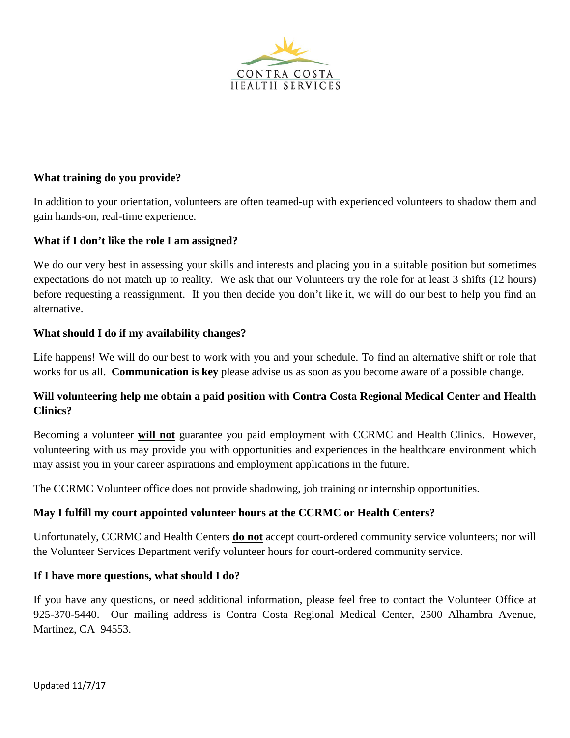CONTRA COSTA
HEALTH SERVICES

**What training do you provide?**

In addition to your orientation, volunteers are often teamed-up with experienced volunteers to shadow them and gain hands-on, real-time experience.

**What if I don't like the role I am assigned?**

We do our very best in assessing your skills and interests and placing you in a suitable position but sometimes expectations do not match up to reality. We ask that our Volunteers try the role for at least 3 shifts (12 hours) before requesting a reassignment. If you then decide you don't like it, we will do our best to help you find an alternative.

**What should I do if my availability changes?**

Life happens! We will do our best to work with you and your schedule. To find an alternative shift or role that works for us all. **Communication is key** please advise us as soon as you become aware of a possible change.

**Will volunteering help me obtain a paid position with Contra Costa Regional Medical Center and Health Clinics?**

Becoming a volunteer **will not** guarantee you paid employment with CCRMC and Health Clinics. However, volunteering with us may provide you with opportunities and experiences in the healthcare environment which may assist you in your career aspirations and employment applications in the future.

The CCRMC Volunteer office does not provide shadowing, job training or internship opportunities.

**May I fulfill my court appointed volunteer hours at the CCRMC or Health Centers?**

Unfortunately, CCRMC and Health Centers **do not** accept court-ordered community service volunteers; nor will the Volunteer Services Department verify volunteer hours for court-ordered community service.

**If I have more questions, what should I do?**

If you have any questions, or need additional information, please feel free to contact the Volunteer Office at 925-370-5440. Our mailing address is Contra Costa Regional Medical Center, 2500 Alhambra Avenue, Martinez, CA 94553.

Updated 11/7/17